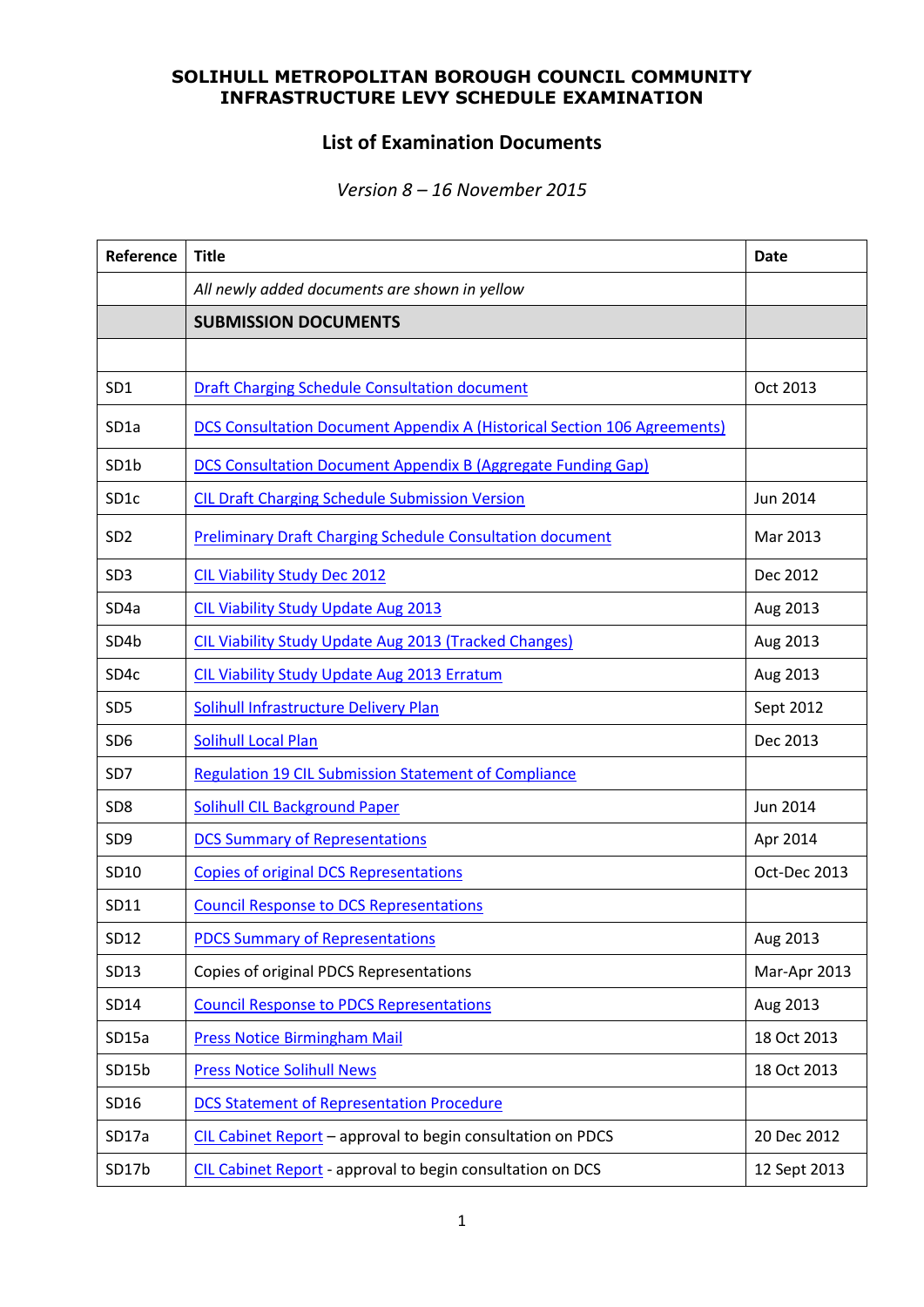**SOLIHULL METROPOLITAN BOROUGH COUNCIL COMMUNITY INFRASTRUCTURE LEVY SCHEDULE EXAMINATION**

## List of Examination Documents

*Version 8 – 16 November 2015*

| Reference | Title | Date |
|---|---|---|
| | *All newly added documents are shown in yellow* | |
| | **SUBMISSION DOCUMENTS** | |
| | | |
| SD1 | Draft Charging Schedule Consultation document | Oct 2013 |
| SD1a | DCS Consultation Document Appendix A (Historical Section 106 Agreements) | |
| SD1b | DCS Consultation Document Appendix B (Aggregate Funding Gap) | |
| SD1c | CIL Draft Charging Schedule Submission Version | Jun 2014 |
| SD2 | Preliminary Draft Charging Schedule Consultation document | Mar 2013 |
| SD3 | CIL Viability Study Dec 2012 | Dec 2012 |
| SD4a | CIL Viability Study Update Aug 2013 | Aug 2013 |
| SD4b | CIL Viability Study Update Aug 2013 (Tracked Changes) | Aug 2013 |
| SD4c | CIL Viability Study Update Aug 2013 Erratum | Aug 2013 |
| SD5 | Solihull Infrastructure Delivery Plan | Sept 2012 |
| SD6 | Solihull Local Plan | Dec 2013 |
| SD7 | Regulation 19 CIL Submission Statement of Compliance | |
| SD8 | Solihull CIL Background Paper | Jun 2014 |
| SD9 | DCS Summary of Representations | Apr 2014 |
| SD10 | Copies of original DCS Representations | Oct-Dec 2013 |
| SD11 | Council Response to DCS Representations | |
| SD12 | PDCS Summary of Representations | Aug 2013 |
| SD13 | Copies of original PDCS Representations | Mar-Apr 2013 |
| SD14 | Council Response to PDCS Representations | Aug 2013 |
| SD15a | Press Notice Birmingham Mail | 18 Oct 2013 |
| SD15b | Press Notice Solihull News | 18 Oct 2013 |
| SD16 | DCS Statement of Representation Procedure | |
| SD17a | CIL Cabinet Report – approval to begin consultation on PDCS | 20 Dec 2012 |
| SD17b | CIL Cabinet Report - approval to begin consultation on DCS | 12 Sept 2013 |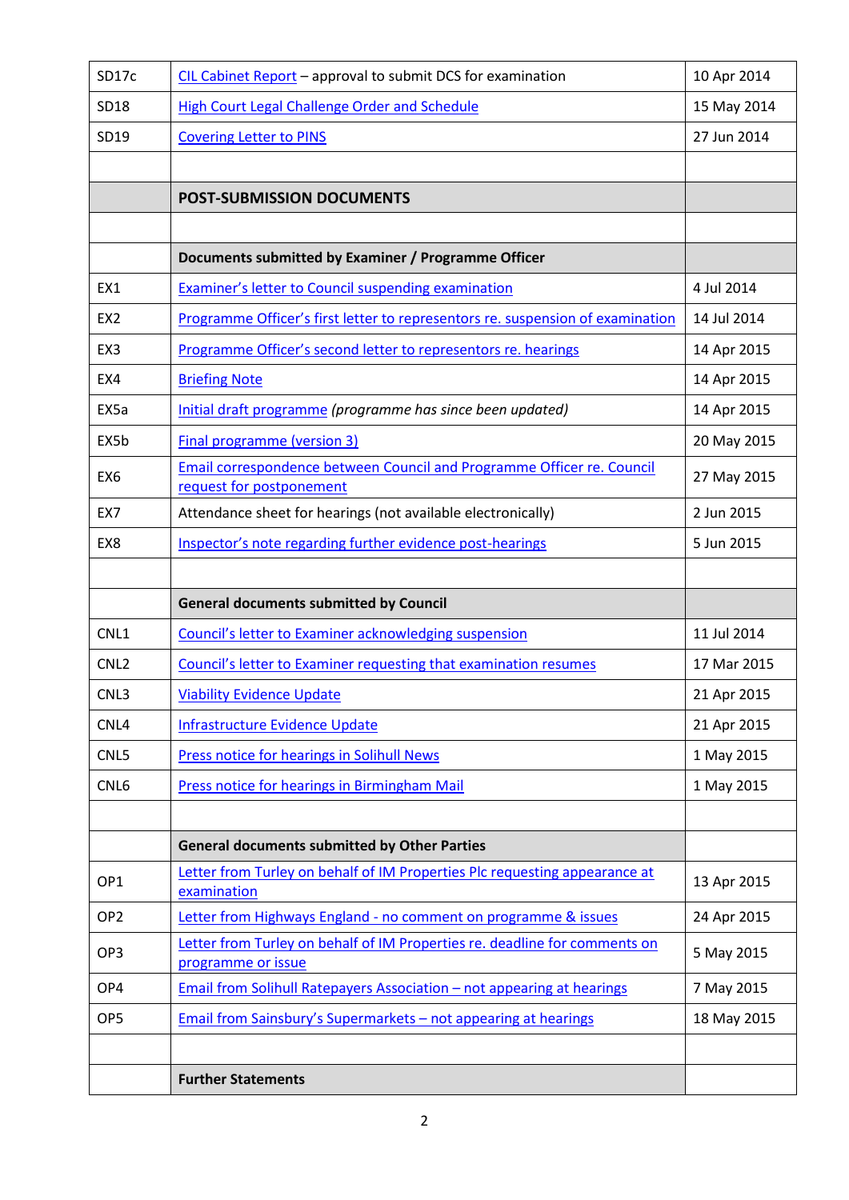| | | |
|---|---|---|
| SD17c | CIL Cabinet Report – approval to submit DCS for examination | 10 Apr 2014 |
| SD18 | High Court Legal Challenge Order and Schedule | 15 May 2014 |
| SD19 | Covering Letter to PINS | 27 Jun 2014 |
| | | |
| | **POST-SUBMISSION DOCUMENTS** | |
| | | |
| | **Documents submitted by Examiner / Programme Officer** | |
| EX1 | Examiner's letter to Council suspending examination | 4 Jul 2014 |
| EX2 | Programme Officer's first letter to representors re. suspension of examination | 14 Jul 2014 |
| EX3 | Programme Officer's second letter to representors re. hearings | 14 Apr 2015 |
| EX4 | Briefing Note | 14 Apr 2015 |
| EX5a | Initial draft programme *(programme has since been updated)* | 14 Apr 2015 |
| EX5b | Final programme (version 3) | 20 May 2015 |
| EX6 | Email correspondence between Council and Programme Officer re. Council request for postponement | 27 May 2015 |
| EX7 | Attendance sheet for hearings (not available electronically) | 2 Jun 2015 |
| EX8 | Inspector's note regarding further evidence post-hearings | 5 Jun 2015 |
| | | |
| | **General documents submitted by Council** | |
| CNL1 | Council's letter to Examiner acknowledging suspension | 11 Jul 2014 |
| CNL2 | Council's letter to Examiner requesting that examination resumes | 17 Mar 2015 |
| CNL3 | Viability Evidence Update | 21 Apr 2015 |
| CNL4 | Infrastructure Evidence Update | 21 Apr 2015 |
| CNL5 | Press notice for hearings in Solihull News | 1 May 2015 |
| CNL6 | Press notice for hearings in Birmingham Mail | 1 May 2015 |
| | | |
| | **General documents submitted by Other Parties** | |
| OP1 | Letter from Turley on behalf of IM Properties Plc requesting appearance at examination | 13 Apr 2015 |
| OP2 | Letter from Highways England - no comment on programme & issues | 24 Apr 2015 |
| OP3 | Letter from Turley on behalf of IM Properties re. deadline for comments on programme or issue | 5 May 2015 |
| OP4 | Email from Solihull Ratepayers Association – not appearing at hearings | 7 May 2015 |
| OP5 | Email from Sainsbury's Supermarkets – not appearing at hearings | 18 May 2015 |
| | | |
| | **Further Statements** | |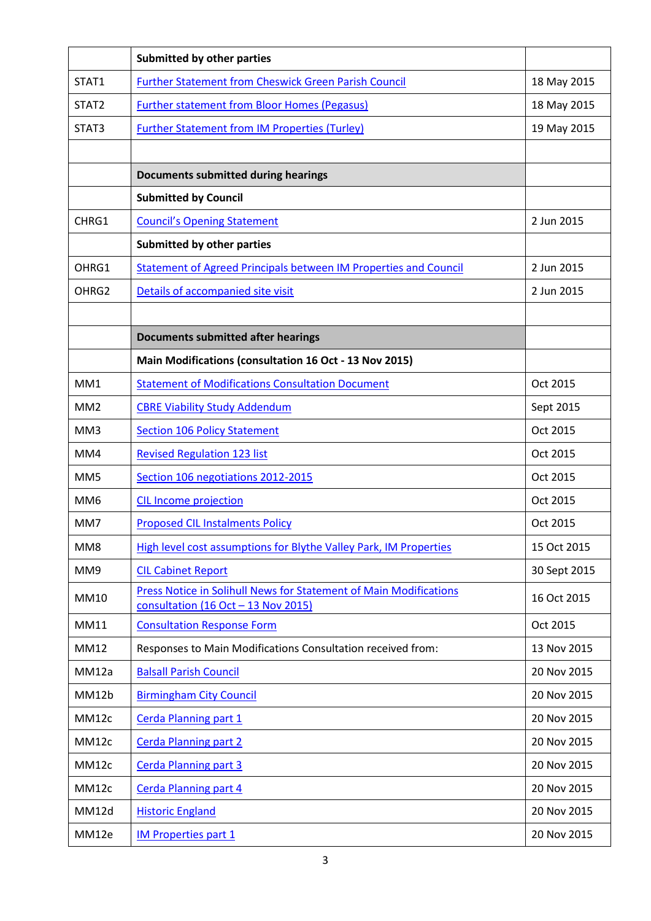| | | |
|---|---|---|
| | **Submitted by other parties** | |
| STAT1 | Further Statement from Cheswick Green Parish Council | 18 May 2015 |
| STAT2 | Further statement from Bloor Homes (Pegasus) | 18 May 2015 |
| STAT3 | Further Statement from IM Properties (Turley) | 19 May 2015 |
| | | |
| | **Documents submitted during hearings** | |
| | **Submitted by Council** | |
| CHRG1 | Council's Opening Statement | 2 Jun 2015 |
| | **Submitted by other parties** | |
| OHRG1 | Statement of Agreed Principals between IM Properties and Council | 2 Jun 2015 |
| OHRG2 | Details of accompanied site visit | 2 Jun 2015 |
| | | |
| | **Documents submitted after hearings** | |
| | **Main Modifications (consultation 16 Oct - 13 Nov 2015)** | |
| MM1 | Statement of Modifications Consultation Document | Oct 2015 |
| MM2 | CBRE Viability Study Addendum | Sept 2015 |
| MM3 | Section 106 Policy Statement | Oct 2015 |
| MM4 | Revised Regulation 123 list | Oct 2015 |
| MM5 | Section 106 negotiations 2012-2015 | Oct 2015 |
| MM6 | CIL Income projection | Oct 2015 |
| MM7 | Proposed CIL Instalments Policy | Oct 2015 |
| MM8 | High level cost assumptions for Blythe Valley Park, IM Properties | 15 Oct 2015 |
| MM9 | CIL Cabinet Report | 30 Sept 2015 |
| MM10 | Press Notice in Solihull News for Statement of Main Modifications consultation (16 Oct – 13 Nov 2015) | 16 Oct 2015 |
| MM11 | Consultation Response Form | Oct 2015 |
| MM12 | Responses to Main Modifications Consultation received from: | 13 Nov 2015 |
| MM12a | Balsall Parish Council | 20 Nov 2015 |
| MM12b | Birmingham City Council | 20 Nov 2015 |
| MM12c | Cerda Planning part 1 | 20 Nov 2015 |
| MM12c | Cerda Planning part 2 | 20 Nov 2015 |
| MM12c | Cerda Planning part 3 | 20 Nov 2015 |
| MM12c | Cerda Planning part 4 | 20 Nov 2015 |
| MM12d | Historic England | 20 Nov 2015 |
| MM12e | IM Properties part 1 | 20 Nov 2015 |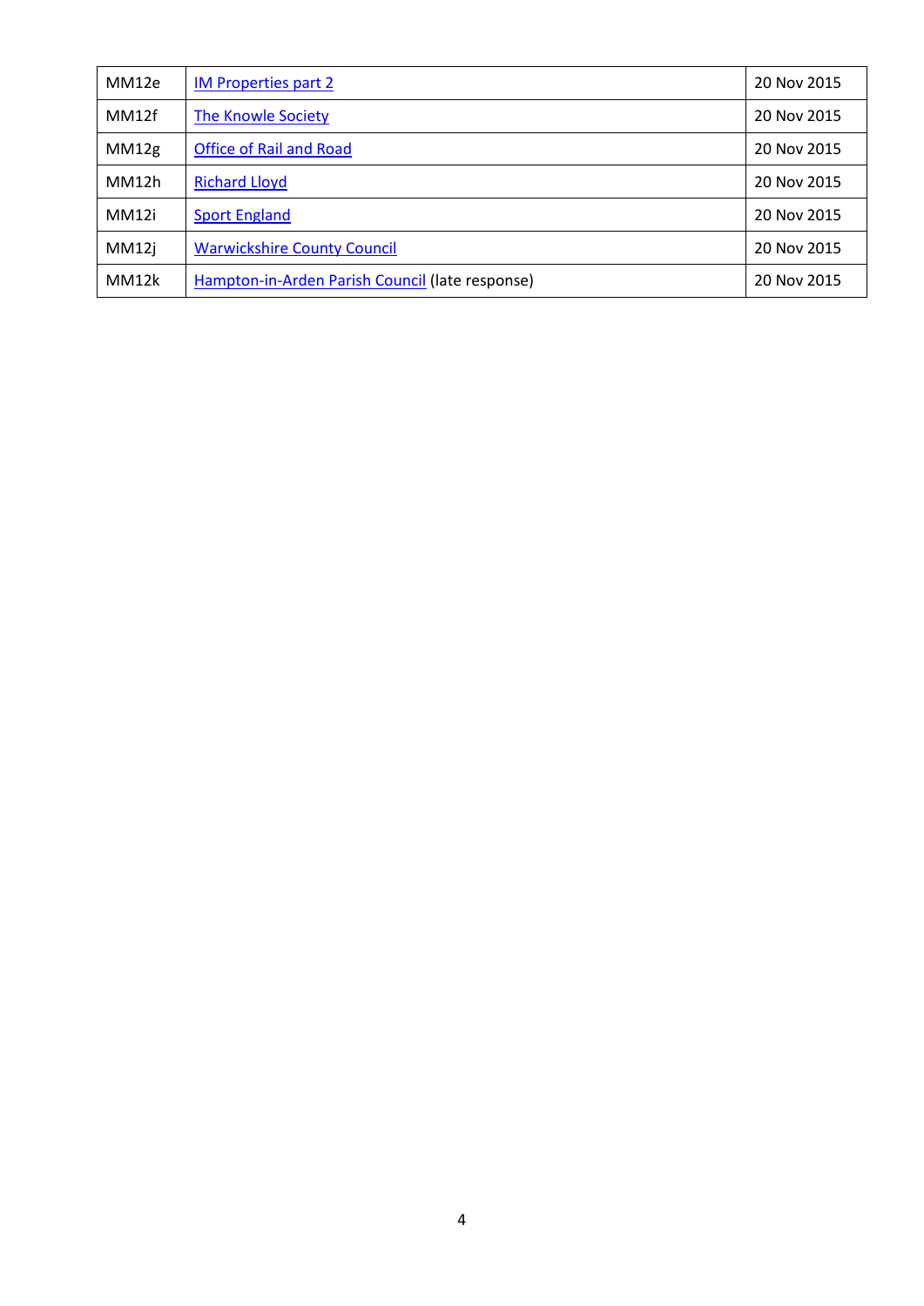| | | |
|---|---|---|
| MM12e | IM Properties part 2 | 20 Nov 2015 |
| MM12f | The Knowle Society | 20 Nov 2015 |
| MM12g | Office of Rail and Road | 20 Nov 2015 |
| MM12h | Richard Lloyd | 20 Nov 2015 |
| MM12i | Sport England | 20 Nov 2015 |
| MM12j | Warwickshire County Council | 20 Nov 2015 |
| MM12k | Hampton-in-Arden Parish Council (late response) | 20 Nov 2015 |